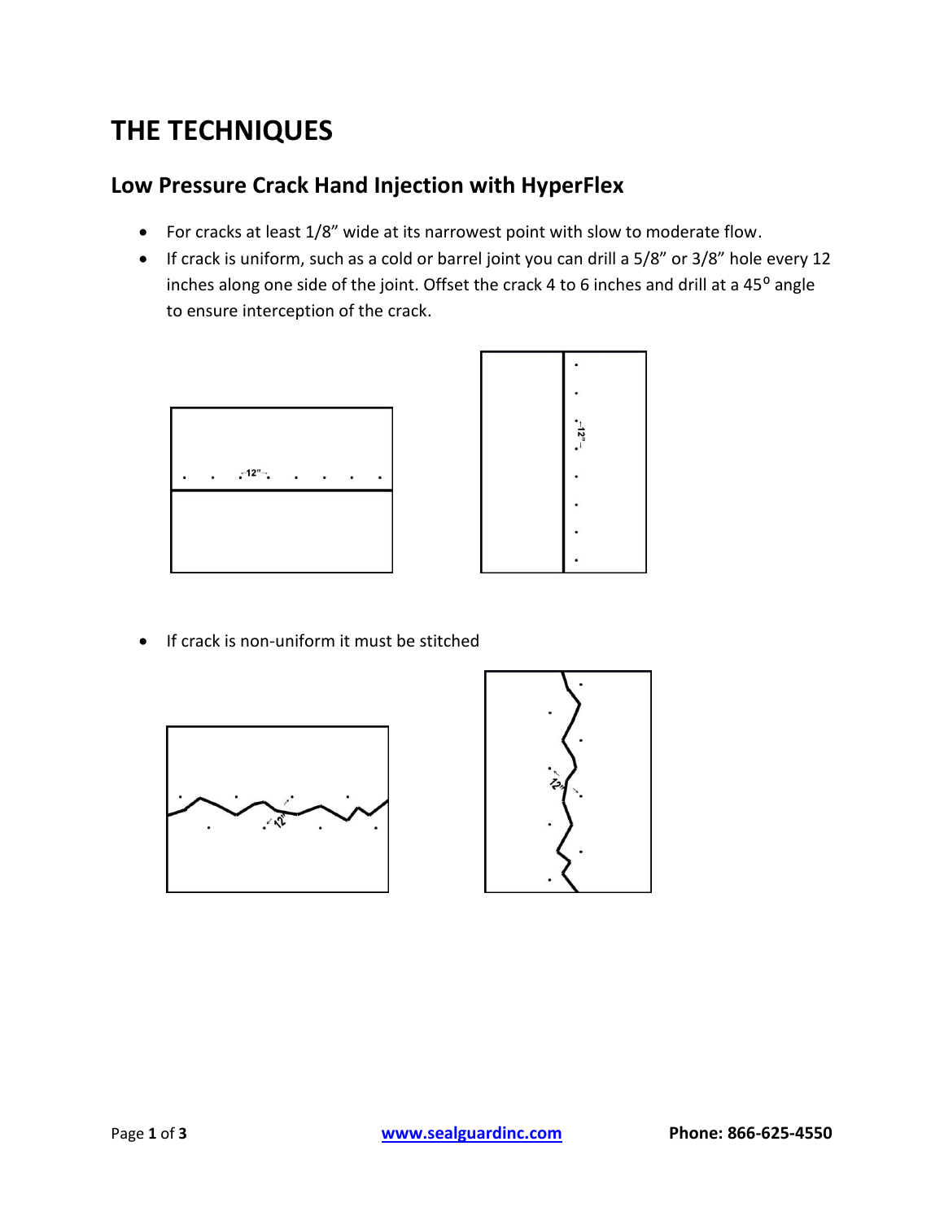# THE TECHNIQUES

## Low Pressure Crack Hand Injection with HyperFlex

- For cracks at least 1/8" wide at its narrowest point with slow to moderate flow.
- If crack is uniform, such as a cold or barrel joint you can drill a 5/8" or 3/8" hole every 12 inches along one side of the joint. Offset the crack 4 to 6 inches and drill at a 45$^{o}$ angle to ensure interception of the crack.

- If crack is non-uniform it must be stitched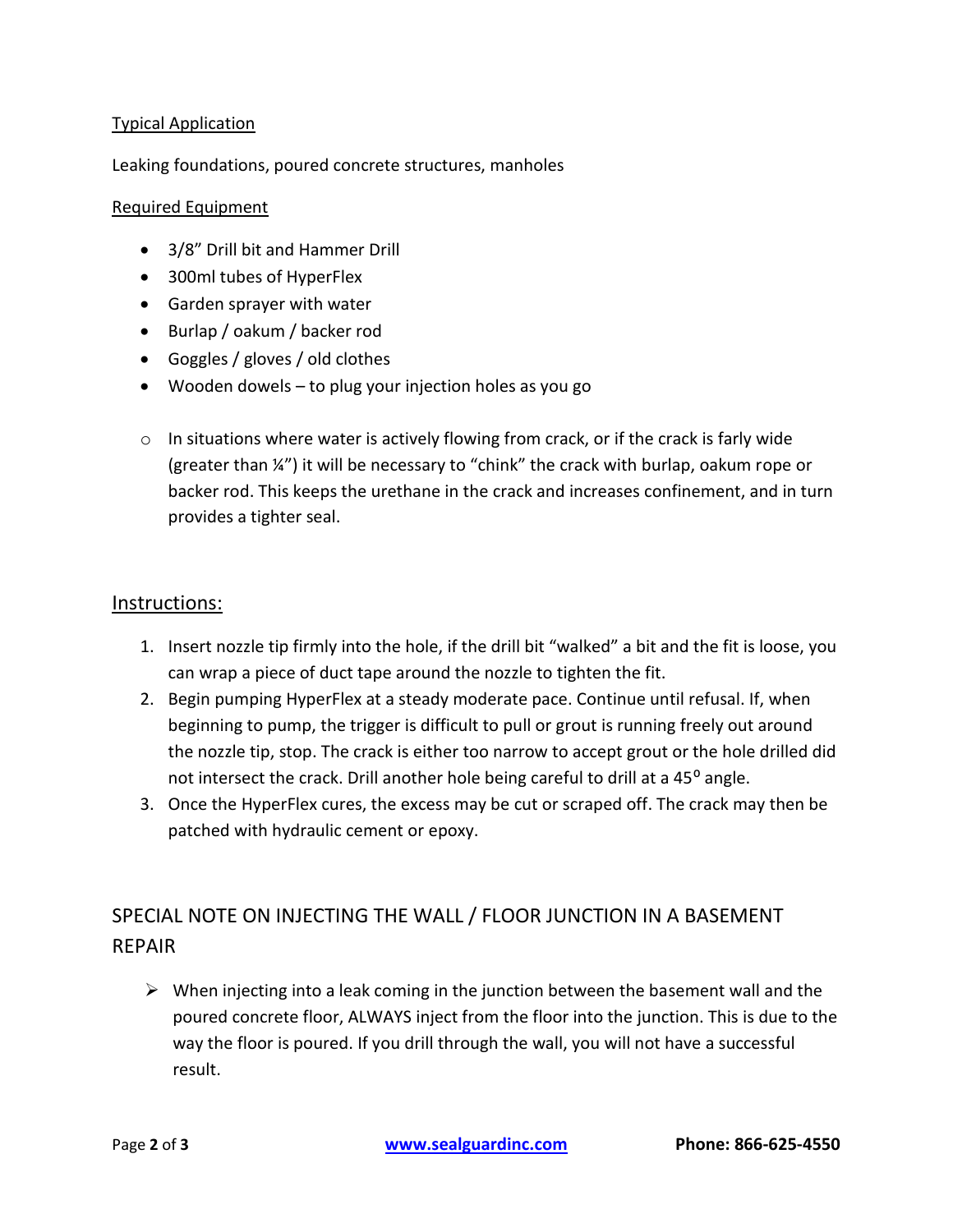Typical Application

Leaking foundations, poured concrete structures, manholes

Required Equipment

- 3/8" Drill bit and Hammer Drill
- 300ml tubes of HyperFlex
- Garden sprayer with water
- Burlap / oakum / backer rod
- Goggles / gloves / old clothes
- Wooden dowels – to plug your injection holes as you go

  - In situations where water is actively flowing from crack, or if the crack is farly wide (greater than ¼") it will be necessary to "chink" the crack with burlap, oakum rope or backer rod. This keeps the urethane in the crack and increases confinement, and in turn provides a tighter seal.

## Instructions:

1. Insert nozzle tip firmly into the hole, if the drill bit "walked" a bit and the fit is loose, you can wrap a piece of duct tape around the nozzle to tighten the fit.
2. Begin pumping HyperFlex at a steady moderate pace. Continue until refusal. If, when beginning to pump, the trigger is difficult to pull or grout is running freely out around the nozzle tip, stop. The crack is either too narrow to accept grout or the hole drilled did not intersect the crack. Drill another hole being careful to drill at a 45° angle.
3. Once the HyperFlex cures, the excess may be cut or scraped off. The crack may then be patched with hydraulic cement or epoxy.

## SPECIAL NOTE ON INJECTING THE WALL / FLOOR JUNCTION IN A BASEMENT REPAIR

- When injecting into a leak coming in the junction between the basement wall and the poured concrete floor, ALWAYS inject from the floor into the junction. This is due to the way the floor is poured. If you drill through the wall, you will not have a successful result.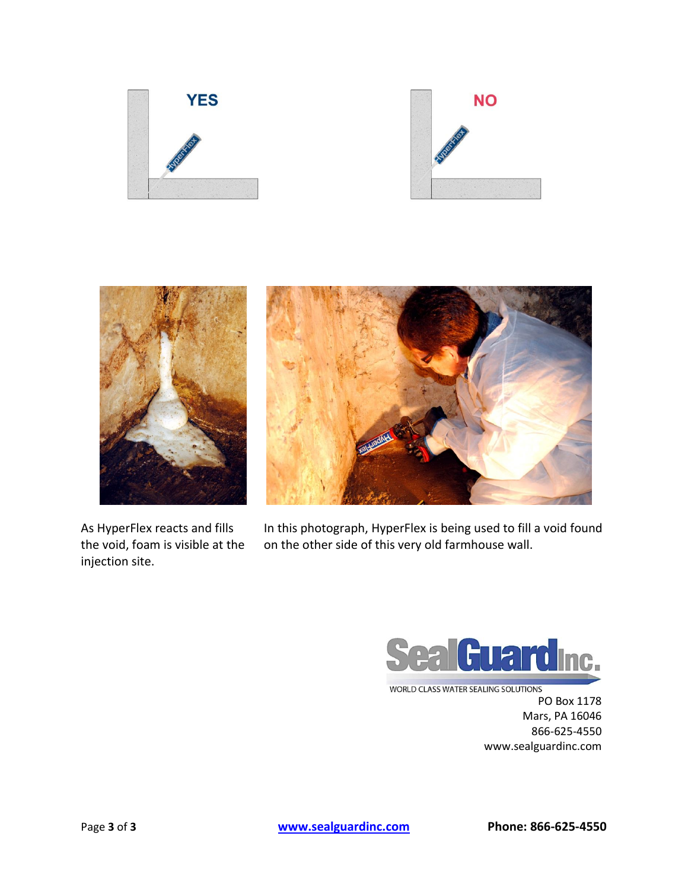YES

NO

As HyperFlex reacts and fills the void, foam is visible at the injection site.

In this photograph, HyperFlex is being used to fill a void found on the other side of this very old farmhouse wall.

SealGuard Inc.

WORLD CLASS WATER SEALING SOLUTIONS

PO Box 1178
Mars, PA 16046
866-625-4550
www.sealguardinc.com